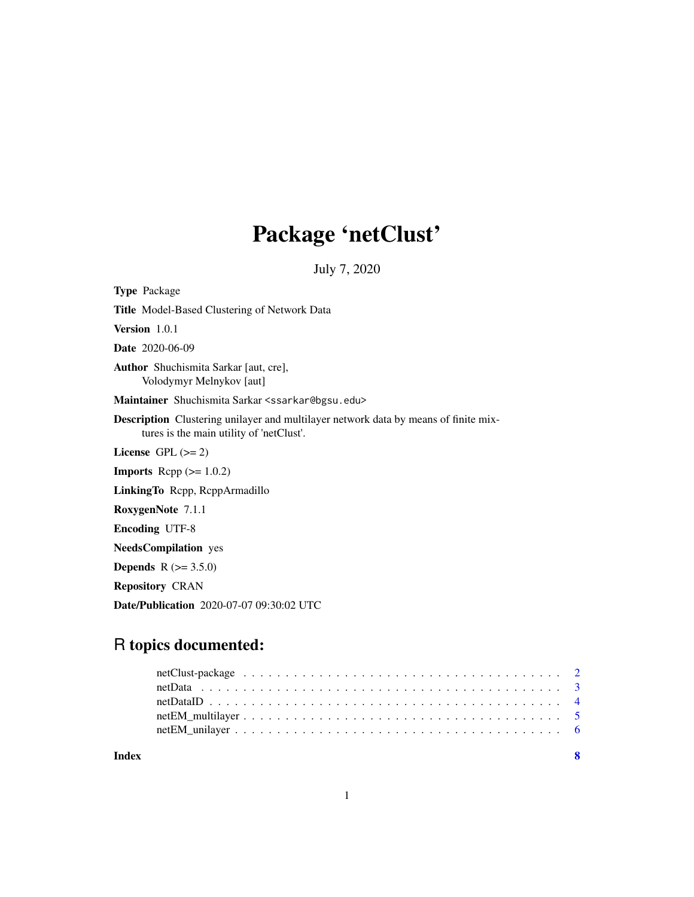# Package 'netClust'

July 7, 2020

**Type** Package

**Title** Model-Based Clustering of Network Data

**Version** 1.0.1

**Date** 2020-06-09

**Author** Shuchismita Sarkar [aut, cre],
Volodymyr Melnykov [aut]

**Maintainer** Shuchismita Sarkar <ssarkar@bgsu.edu>

**Description** Clustering unilayer and multilayer network data by means of finite mixtures is the main utility of 'netClust'.

**License** GPL (>= 2)

**Imports** Rcpp (>= 1.0.2)

**LinkingTo** Rcpp, RcppArmadillo

**RoxygenNote** 7.1.1

**Encoding** UTF-8

**NeedsCompilation** yes

**Depends** R (>= 3.5.0)

**Repository** CRAN

**Date/Publication** 2020-07-07 09:30:02 UTC

## R topics documented:

netClust-package . . . . . . . . . . 2
netData . . . . . . . . . . 3
netDataID . . . . . . . . . . 4
netEM_multilayer . . . . . . . . . . 5
netEM_unilayer . . . . . . . . . . 6

**Index** **8**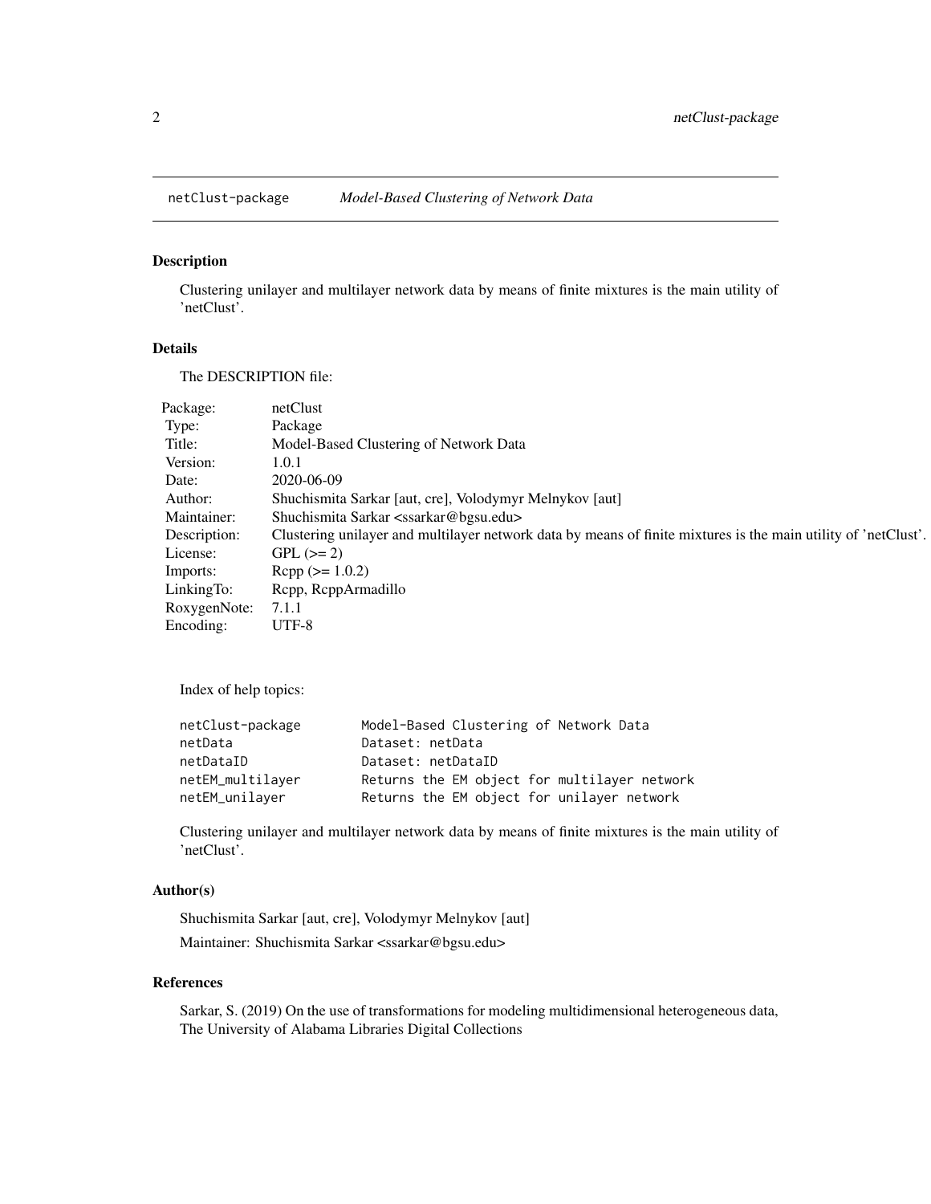## netClust-package *Model-Based Clustering of Network Data*

### Description

Clustering unilayer and multilayer network data by means of finite mixtures is the main utility of 'netClust'.

### Details

The DESCRIPTION file:

| | |
|---|---|
| Package: | netClust |
| Type: | Package |
| Title: | Model-Based Clustering of Network Data |
| Version: | 1.0.1 |
| Date: | 2020-06-09 |
| Author: | Shuchismita Sarkar [aut, cre], Volodymyr Melnykov [aut] |
| Maintainer: | Shuchismita Sarkar <ssarkar@bgsu.edu> |
| Description: | Clustering unilayer and multilayer network data by means of finite mixtures is the main utility of 'netClust'. |
| License: | GPL (>= 2) |
| Imports: | Rcpp (>= 1.0.2) |
| LinkingTo: | Rcpp, RcppArmadillo |
| RoxygenNote: | 7.1.1 |
| Encoding: | UTF-8 |

Index of help topics:

```
netClust-package        Model-Based Clustering of Network Data
netData                 Dataset: netData
netDataID               Dataset: netDataID
netEM_multilayer        Returns the EM object for multilayer network
netEM_unilayer          Returns the EM object for unilayer network
```

Clustering unilayer and multilayer network data by means of finite mixtures is the main utility of 'netClust'.

### Author(s)

Shuchismita Sarkar [aut, cre], Volodymyr Melnykov [aut]

Maintainer: Shuchismita Sarkar <ssarkar@bgsu.edu>

### References

Sarkar, S. (2019) On the use of transformations for modeling multidimensional heterogeneous data, The University of Alabama Libraries Digital Collections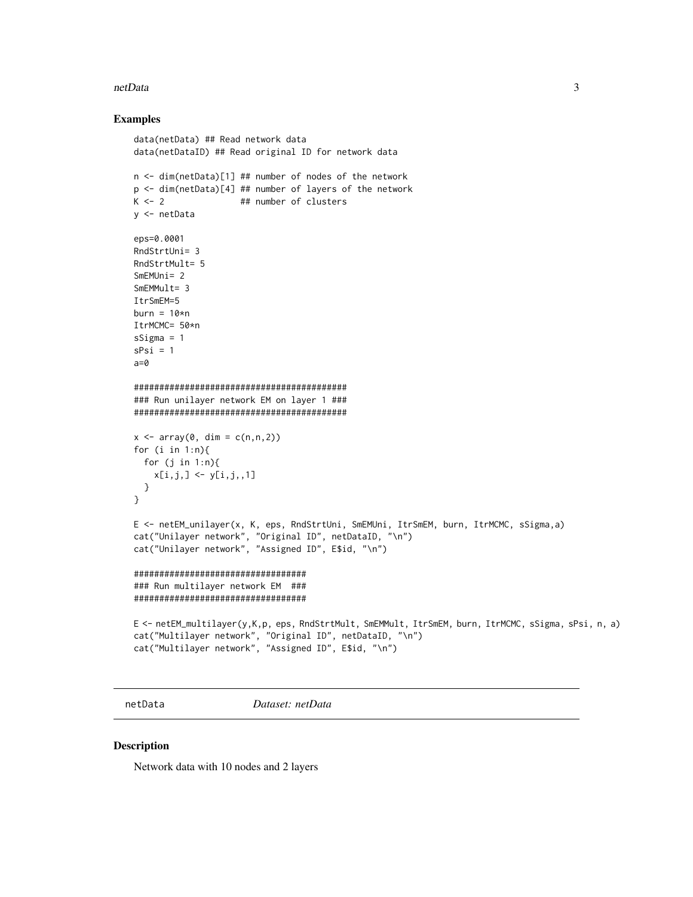## Examples

```
data(netData) ## Read network data
data(netDataID) ## Read original ID for network data

n <- dim(netData)[1] ## number of nodes of the network
p <- dim(netData)[4] ## number of layers of the network
K <- 2               ## number of clusters
y <- netData

eps=0.0001
RndStrtUni= 3
RndStrtMult= 5
SmEMUni= 2
SmEMMult= 3
ItrSmEM=5
burn = 10*n
ItrMCMC= 50*n
sSigma = 1
sPsi = 1
a=0

###########################################
### Run unilayer network EM on layer 1 ###
###########################################

x <- array(0, dim = c(n,n,2))
for (i in 1:n){
  for (j in 1:n){
    x[i,j,] <- y[i,j,,1]
  }
}

E <- netEM_unilayer(x, K, eps, RndStrtUni, SmEMUni, ItrSmEM, burn, ItrMCMC, sSigma,a)
cat("Unilayer network", "Original ID", netDataID, "\n")
cat("Unilayer network", "Assigned ID", E$id, "\n")

##################################
### Run multilayer network EM  ###
##################################

E <- netEM_multilayer(y,K,p, eps, RndStrtMult, SmEMMult, ItrSmEM, burn, ItrMCMC, sSigma, sPsi, n, a)
cat("Multilayer network", "Original ID", netDataID, "\n")
cat("Multilayer network", "Assigned ID", E$id, "\n")
```

---

`netData` *Dataset: netData*

---

## Description

Network data with 10 nodes and 2 layers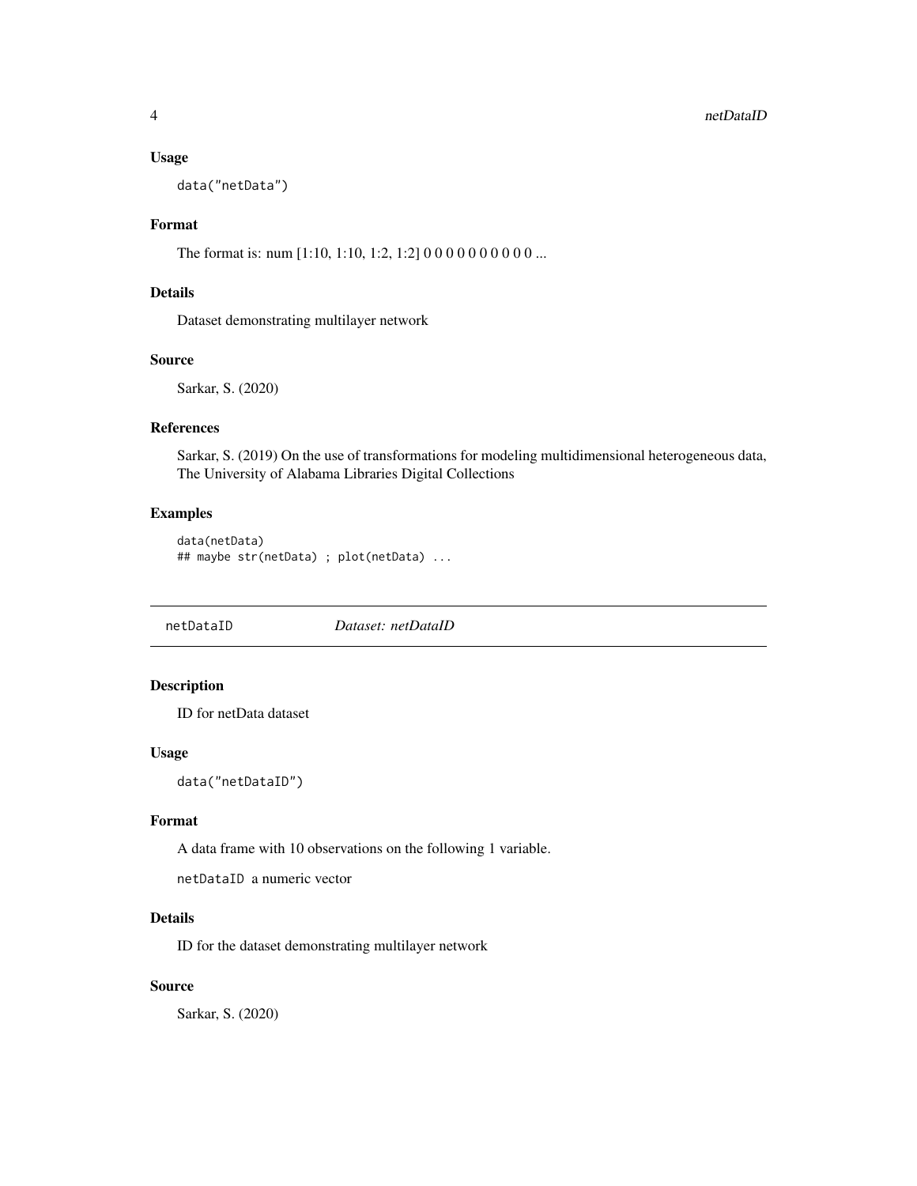### Usage

```
data("netData")
```

### Format

The format is: num [1:10, 1:10, 1:2, 1:2] 0 0 0 0 0 0 0 0 0 0 ...

### Details

Dataset demonstrating multilayer network

### Source

Sarkar, S. (2020)

### References

Sarkar, S. (2019) On the use of transformations for modeling multidimensional heterogeneous data, The University of Alabama Libraries Digital Collections

### Examples

```
data(netData)
## maybe str(netData) ; plot(netData) ...
```

---

## netDataID *Dataset: netDataID*

---

### Description

ID for netData dataset

### Usage

```
data("netDataID")
```

### Format

A data frame with 10 observations on the following 1 variable.

`netDataID` a numeric vector

### Details

ID for the dataset demonstrating multilayer network

### Source

Sarkar, S. (2020)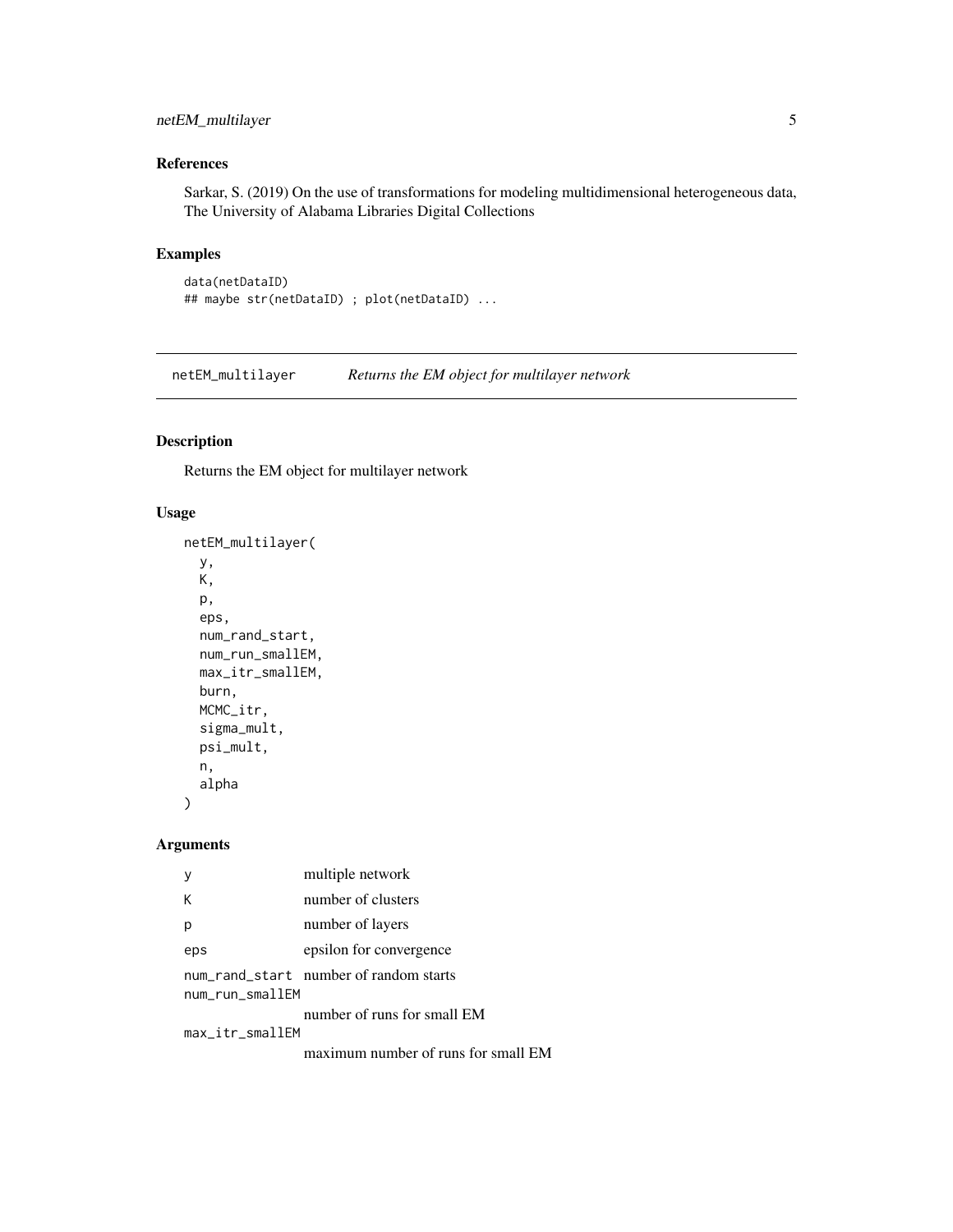## References

Sarkar, S. (2019) On the use of transformations for modeling multidimensional heterogeneous data, The University of Alabama Libraries Digital Collections

## Examples

```
data(netDataID)
## maybe str(netDataID) ; plot(netDataID) ...
```

---

# netEM_multilayer *Returns the EM object for multilayer network*

## Description

Returns the EM object for multilayer network

## Usage

```
netEM_multilayer(
  y,
  K,
  p,
  eps,
  num_rand_start,
  num_run_smallEM,
  max_itr_smallEM,
  burn,
  MCMC_itr,
  sigma_mult,
  psi_mult,
  n,
  alpha
)
```

## Arguments

| | |
|---|---|
| `y` | multiple network |
| `K` | number of clusters |
| `p` | number of layers |
| `eps` | epsilon for convergence |
| `num_rand_start` | number of random starts |
| `num_run_smallEM` | number of runs for small EM |
| `max_itr_smallEM` | maximum number of runs for small EM |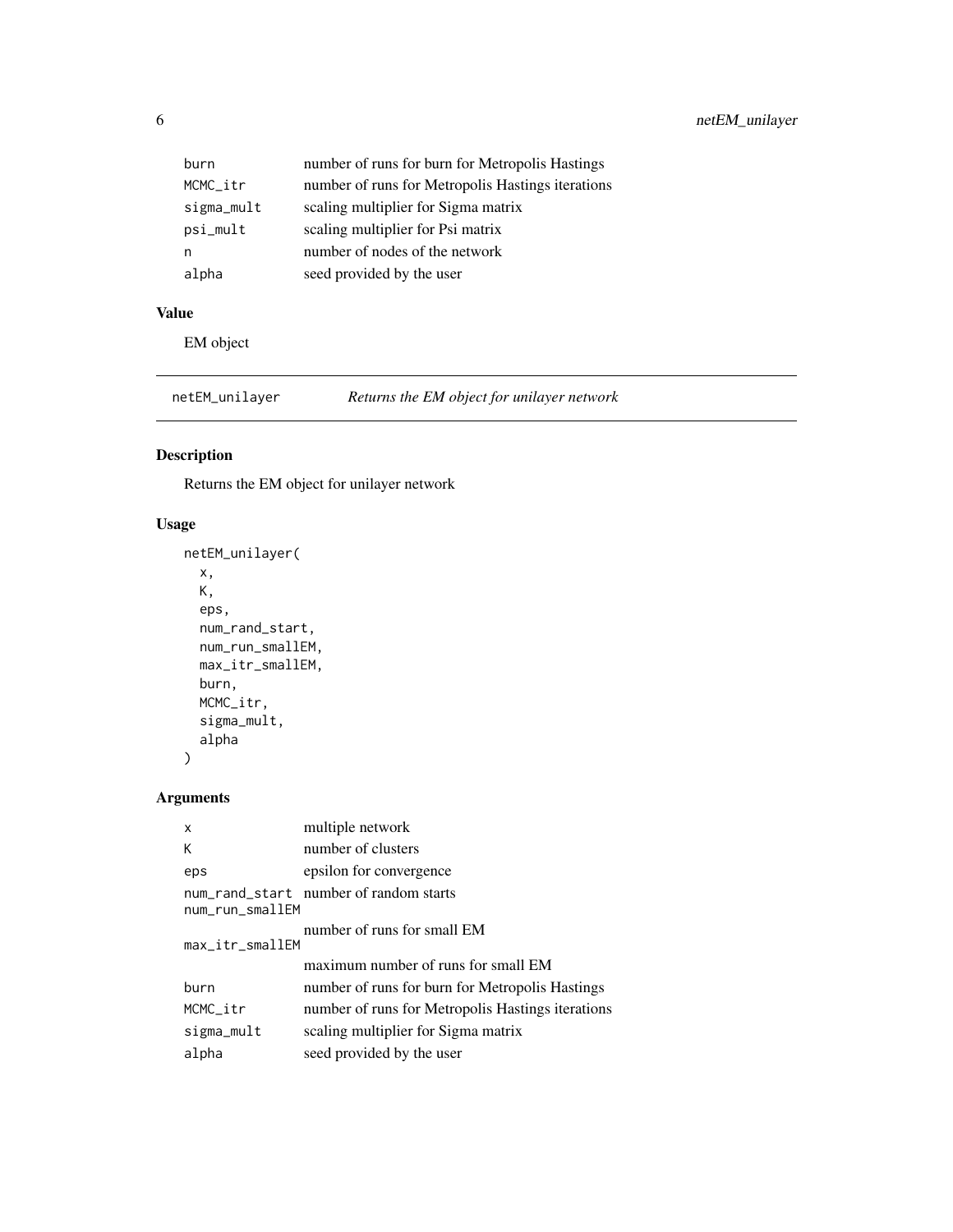| | |
|---|---|
| burn | number of runs for burn for Metropolis Hastings |
| MCMC_itr | number of runs for Metropolis Hastings iterations |
| sigma_mult | scaling multiplier for Sigma matrix |
| psi_mult | scaling multiplier for Psi matrix |
| n | number of nodes of the network |
| alpha | seed provided by the user |

### Value

EM object

---

## netEM_unilayer *Returns the EM object for unilayer network*

### Description

Returns the EM object for unilayer network

### Usage

```
netEM_unilayer(
  x,
  K,
  eps,
  num_rand_start,
  num_run_smallEM,
  max_itr_smallEM,
  burn,
  MCMC_itr,
  sigma_mult,
  alpha
)
```

### Arguments

| | |
|---|---|
| x | multiple network |
| K | number of clusters |
| eps | epsilon for convergence |
| num_rand_start | number of random starts |
| num_run_smallEM | number of runs for small EM |
| max_itr_smallEM | maximum number of runs for small EM |
| burn | number of runs for burn for Metropolis Hastings |
| MCMC_itr | number of runs for Metropolis Hastings iterations |
| sigma_mult | scaling multiplier for Sigma matrix |
| alpha | seed provided by the user |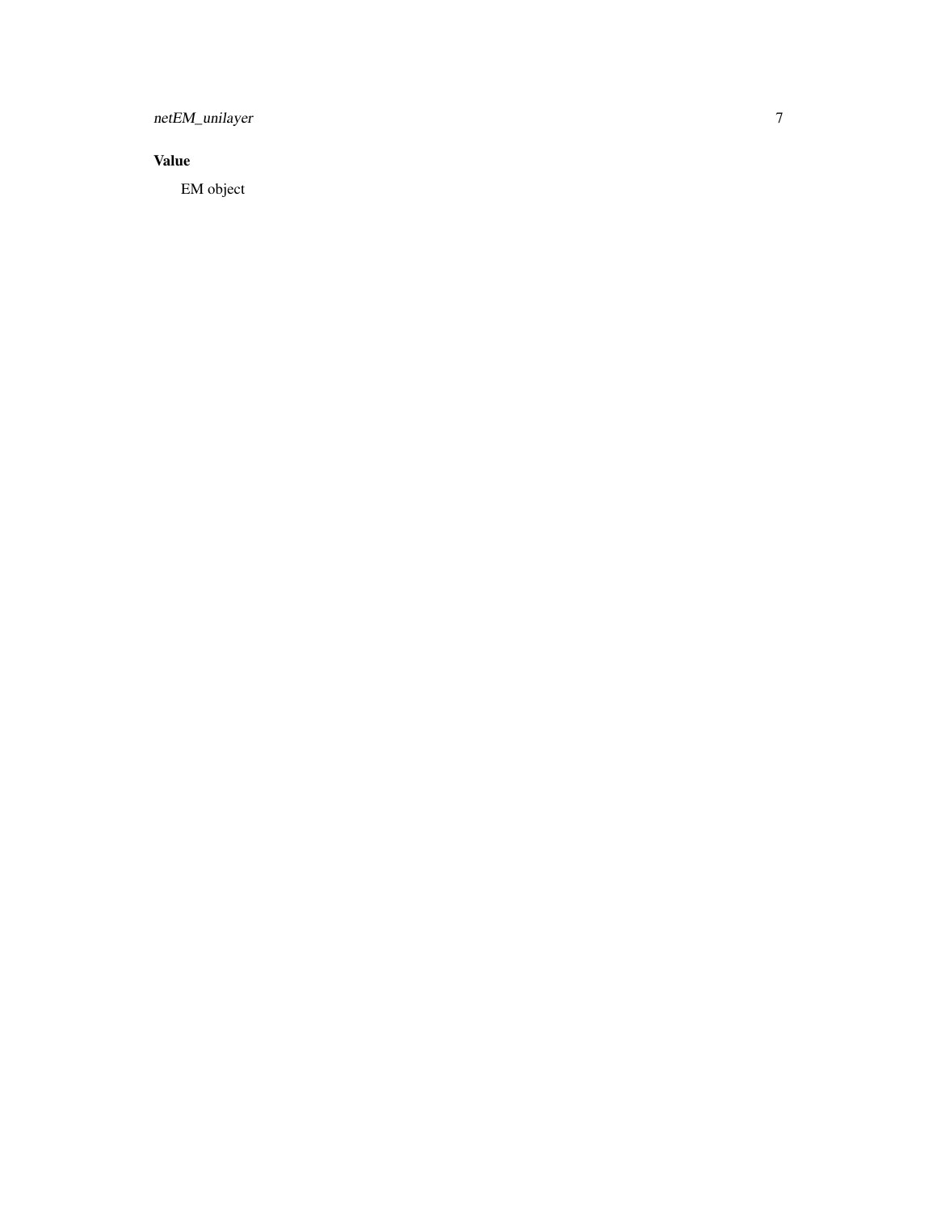### Value

EM object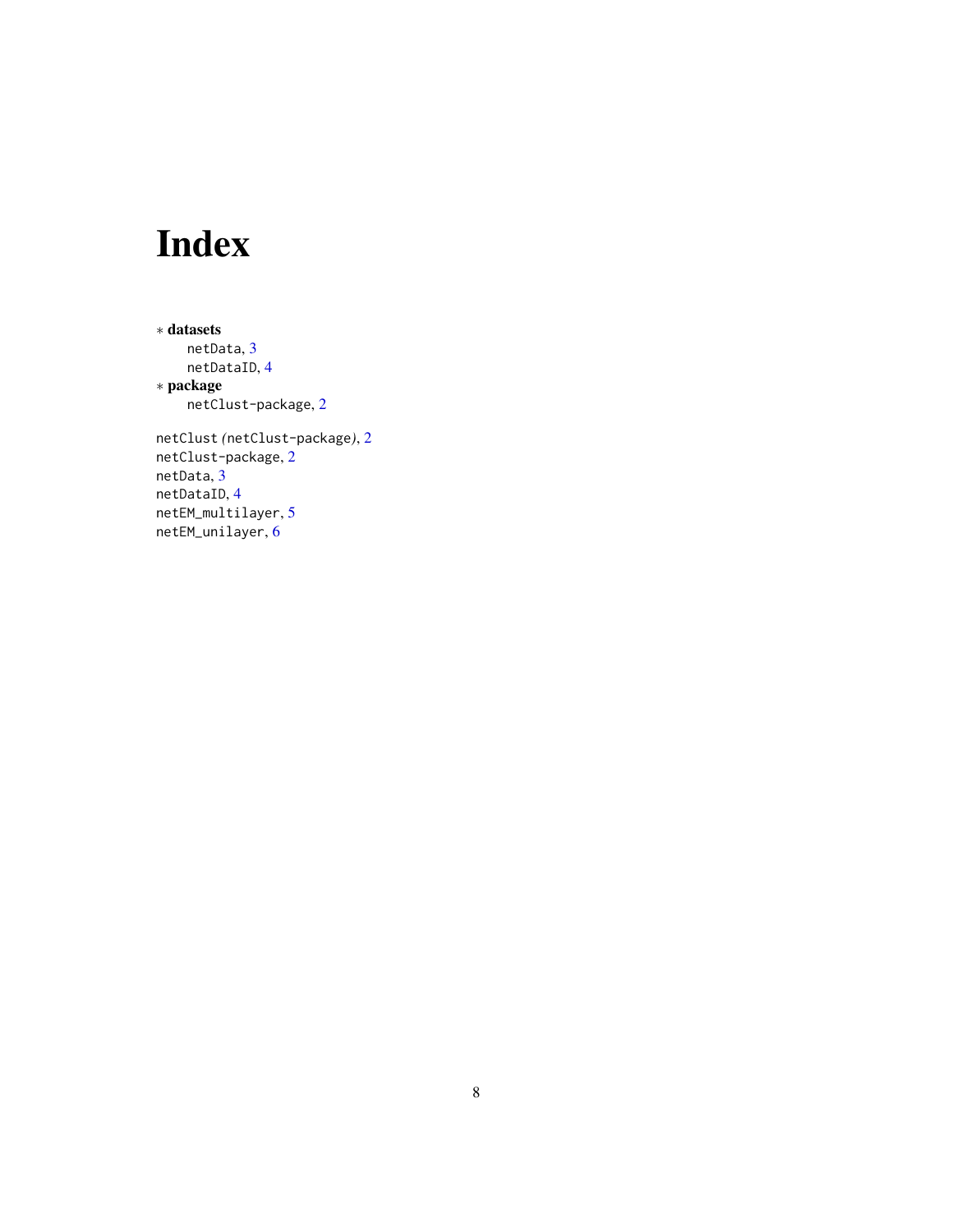# Index

∗ **datasets**
    netData, 3
    netDataID, 4
∗ **package**
    netClust-package, 2

netClust *(*netClust-package*)*, 2
netClust-package, 2
netData, 3
netDataID, 4
netEM_multilayer, 5
netEM_unilayer, 6